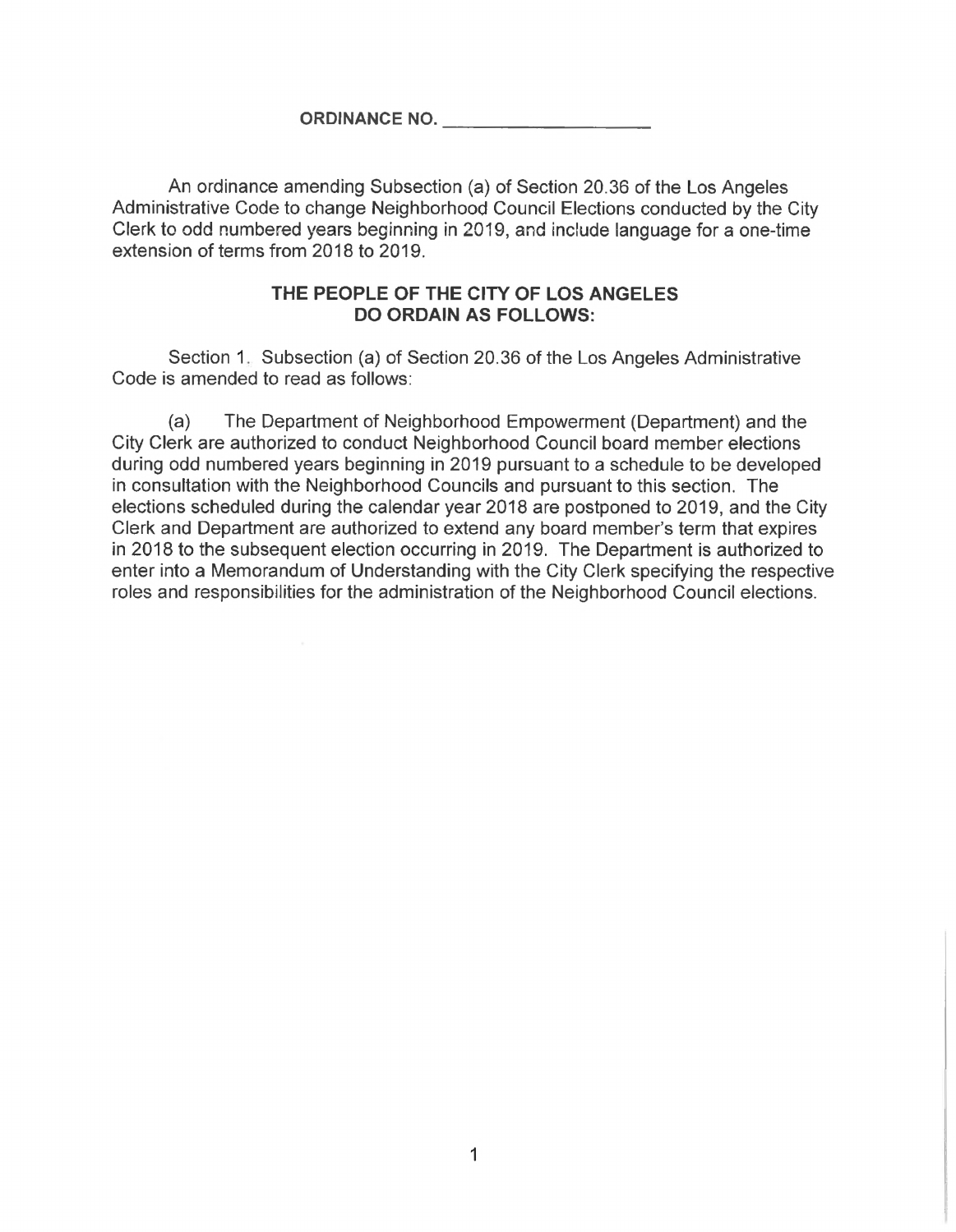**ORDINANCE NO. \_\_\_\_\_\_\_\_\_\_\_\_\_\_\_\_\_\_\_\_**

An ordinance amending Subsection (a) of Section 20.36 of the Los Angeles Administrative Code to change Neighborhood Council Elections conducted by the City Clerk to odd numbered years beginning in 2019, and include language for a one-time extension of terms from 2018 to 2019.

**THE PEOPLE OF THE CITY OF LOS ANGELES DO ORDAIN AS FOLLOWS:**

Section 1. Subsection (a) of Section 20.36 of the Los Angeles Administrative Code is amended to read as follows:

(a) The Department of Neighborhood Empowerment (Department) and the City Clerk are authorized to conduct Neighborhood Council board member elections during odd numbered years beginning in 2019 pursuant to a schedule to be developed in consultation with the Neighborhood Councils and pursuant to this section. The elections scheduled during the calendar year 2018 are postponed to 2019, and the City Clerk and Department are authorized to extend any board member's term that expires in 2018 to the subsequent election occurring in 2019. The Department is authorized to enter into a Memorandum of Understanding with the City Clerk specifying the respective roles and responsibilities for the administration of the Neighborhood Council elections.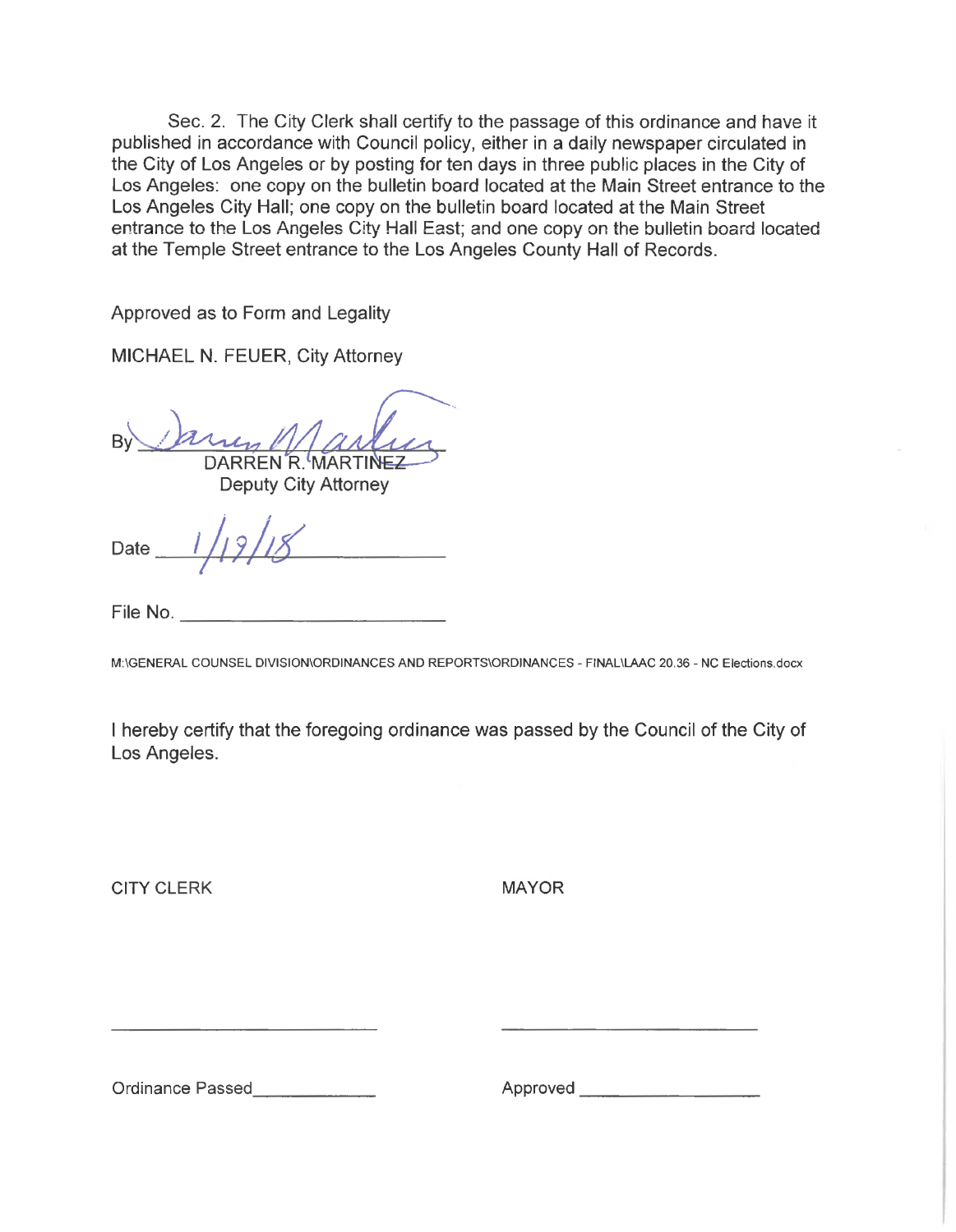Sec. 2. The City Clerk shall certify to the passage of this ordinance and have it published in accordance with Council policy, either in a daily newspaper circulated in the City of Los Angeles or by posting for ten days in three public places in the City of Los Angeles: one copy on the bulletin board located at the Main Street entrance to the Los Angeles City Hall; one copy on the bulletin board located at the Main Street entrance to the Los Angeles City Hall East; and one copy on the bulletin board located at the Temple Street entrance to the Los Angeles County Hall of Records.

Approved as to Form and Legality

MICHAEL N. FEUER, City Attorney

By ______________________
DARREN R. MARTINEZ
Deputy City Attorney

Date 1/19/18

File No. ______________________

M:\GENERAL COUNSEL DIVISION\ORDINANCES AND REPORTS\ORDINANCES - FINAL\LAAC 20.36 - NC Elections.docx

I hereby certify that the foregoing ordinance was passed by the Council of the City of Los Angeles.

CITY CLERK

______________________

MAYOR

______________________

Ordinance Passed ______________

Approved ______________